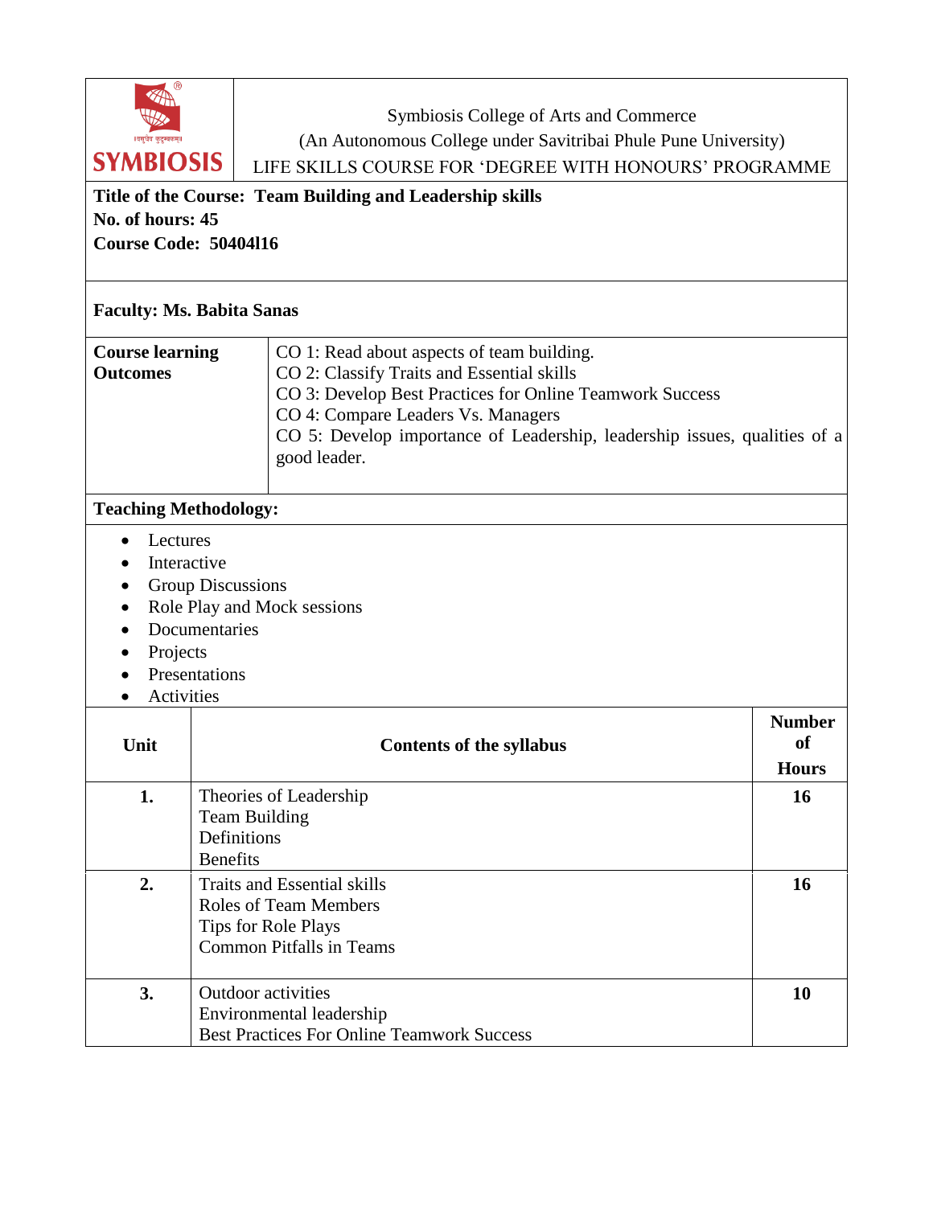Symbiosis College of Arts and Commerce
(An Autonomous College under Savitribai Phule Pune University)
LIFE SKILLS COURSE FOR 'DEGREE WITH HONOURS' PROGRAMME

**Title of the Course: Team Building and Leadership skills**
**No. of hours: 45**
**Course Code: 50404l16**

**Faculty: Ms. Babita Sanas**

| **Course learning Outcomes** | CO 1: Read about aspects of team building.<br>CO 2: Classify Traits and Essential skills<br>CO 3: Develop Best Practices for Online Teamwork Success<br>CO 4: Compare Leaders Vs. Managers<br>CO 5: Develop importance of Leadership, leadership issues, qualities of a good leader. |
|---|---|

**Teaching Methodology:**

- Lectures
- Interactive
- Group Discussions
- Role Play and Mock sessions
- Documentaries
- Projects
- Presentations
- Activities

| Unit | Contents of the syllabus | Number of Hours |
|---|---|---|
| **1.** | Theories of Leadership<br>Team Building<br>Definitions<br>Benefits | **16** |
| **2.** | Traits and Essential skills<br>Roles of Team Members<br>Tips for Role Plays<br>Common Pitfalls in Teams | **16** |
| **3.** | Outdoor activities<br>Environmental leadership<br>Best Practices For Online Teamwork Success | **10** |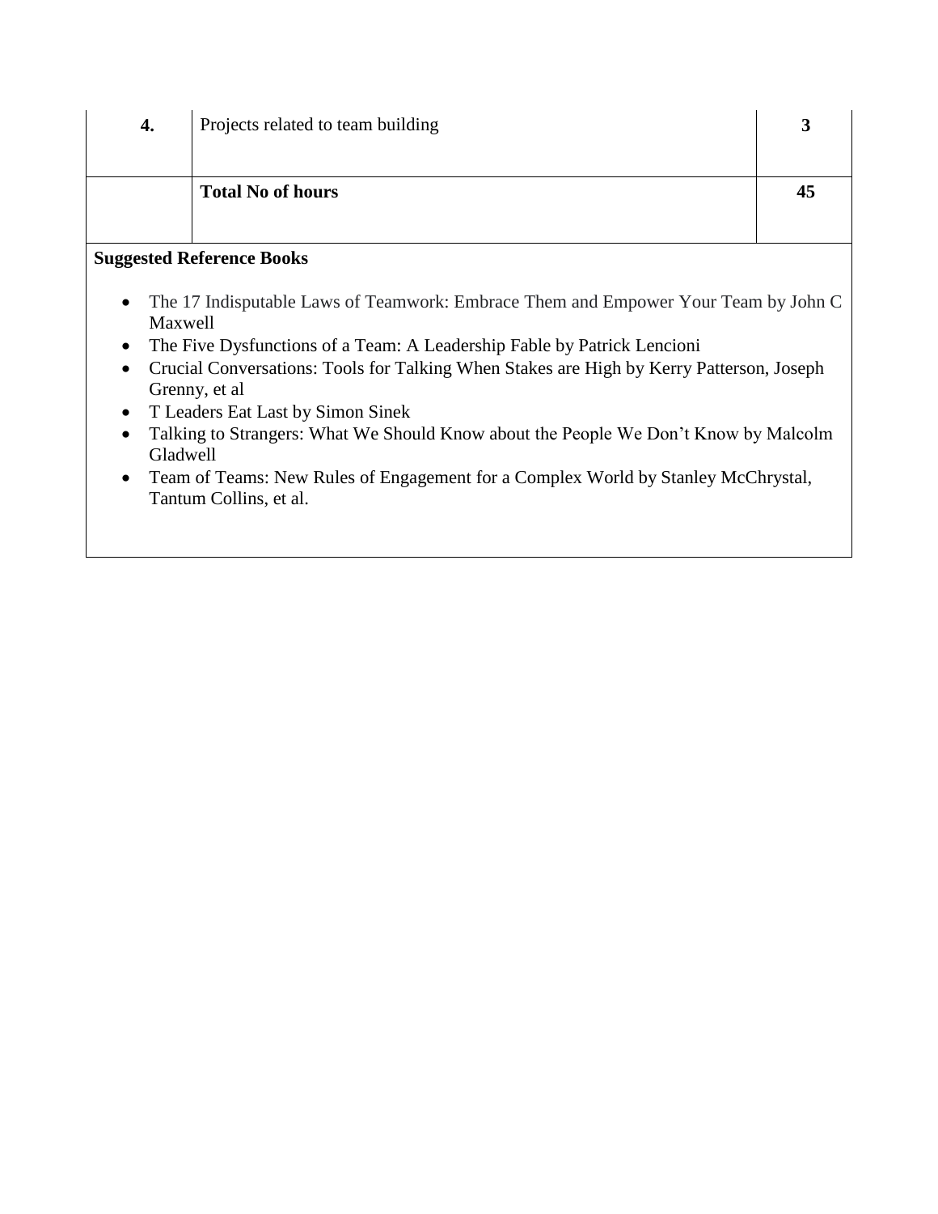| | | |
|---|---|---|
| **4.** | Projects related to team building | **3** |
| | **Total No of hours** | **45** |

**Suggested Reference Books**

- The 17 Indisputable Laws of Teamwork: Embrace Them and Empower Your Team by John C Maxwell
- The Five Dysfunctions of a Team: A Leadership Fable by Patrick Lencioni
- Crucial Conversations: Tools for Talking When Stakes are High by Kerry Patterson, Joseph Grenny, et al
- T Leaders Eat Last by Simon Sinek
- Talking to Strangers: What We Should Know about the People We Don't Know by Malcolm Gladwell
- Team of Teams: New Rules of Engagement for a Complex World by Stanley McChrystal, Tantum Collins, et al.